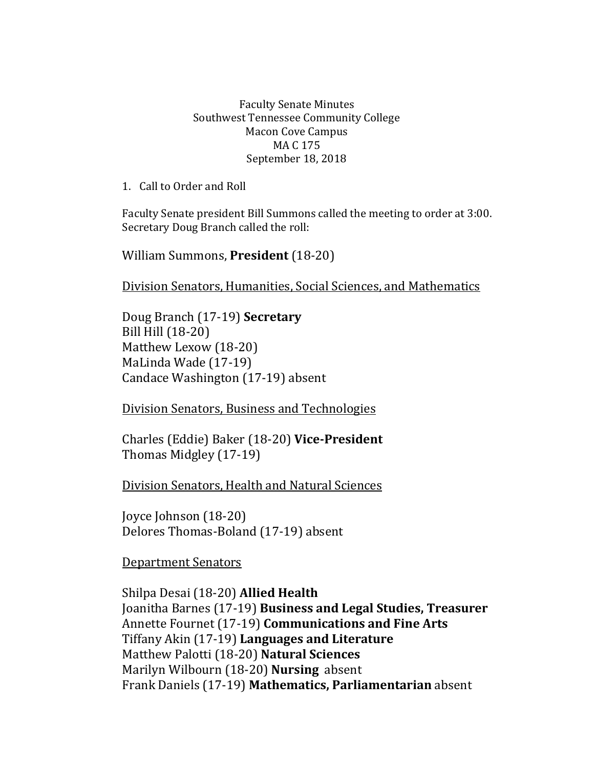Faculty Senate Minutes
Southwest Tennessee Community College
Macon Cove Campus
MA C 175
September 18, 2018

1. Call to Order and Roll

Faculty Senate president Bill Summons called the meeting to order at 3:00. Secretary Doug Branch called the roll:

William Summons, **President** (18-20)

<u>Division Senators, Humanities, Social Sciences, and Mathematics</u>

Doug Branch (17-19) **Secretary**
Bill Hill (18-20)
Matthew Lexow (18-20)
MaLinda Wade (17-19)
Candace Washington (17-19) absent

<u>Division Senators, Business and Technologies</u>

Charles (Eddie) Baker (18-20) **Vice-President**
Thomas Midgley (17-19)

<u>Division Senators, Health and Natural Sciences</u>

Joyce Johnson (18-20)
Delores Thomas-Boland (17-19) absent

<u>Department Senators</u>

Shilpa Desai (18-20) **Allied Health**
Joanitha Barnes (17-19) **Business and Legal Studies, Treasurer**
Annette Fournet (17-19) **Communications and Fine Arts**
Tiffany Akin (17-19) **Languages and Literature**
Matthew Palotti (18-20) **Natural Sciences**
Marilyn Wilbourn (18-20) **Nursing** absent
Frank Daniels (17-19) **Mathematics, Parliamentarian** absent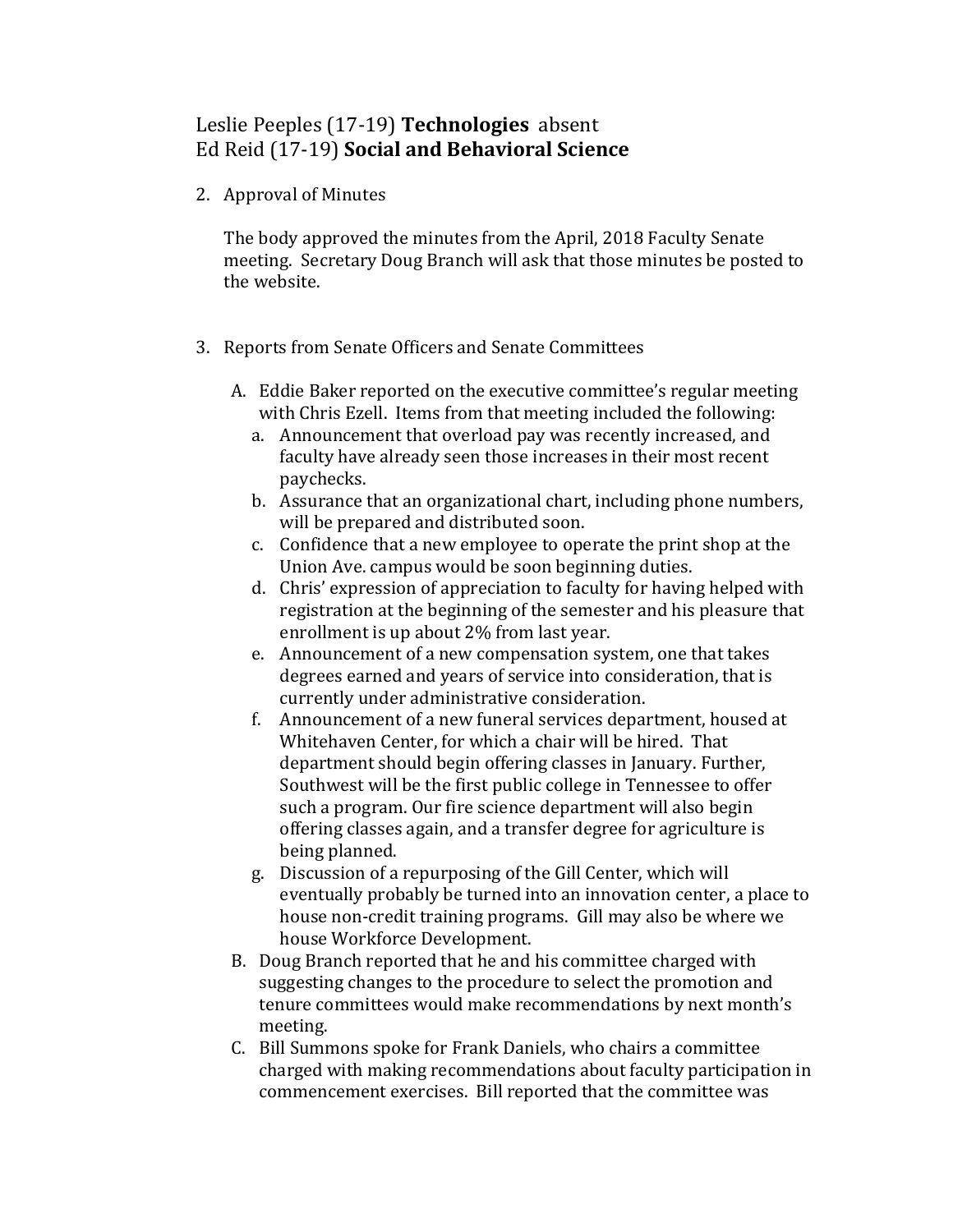Leslie Peeples (17-19) **Technologies** absent
Ed Reid (17-19) **Social and Behavioral Science**

2. Approval of Minutes

   The body approved the minutes from the April, 2018 Faculty Senate meeting. Secretary Doug Branch will ask that those minutes be posted to the website.

3. Reports from Senate Officers and Senate Committees

   A. Eddie Baker reported on the executive committee's regular meeting with Chris Ezell. Items from that meeting included the following:
      a. Announcement that overload pay was recently increased, and faculty have already seen those increases in their most recent paychecks.
      b. Assurance that an organizational chart, including phone numbers, will be prepared and distributed soon.
      c. Confidence that a new employee to operate the print shop at the Union Ave. campus would be soon beginning duties.
      d. Chris' expression of appreciation to faculty for having helped with registration at the beginning of the semester and his pleasure that enrollment is up about 2% from last year.
      e. Announcement of a new compensation system, one that takes degrees earned and years of service into consideration, that is currently under administrative consideration.
      f. Announcement of a new funeral services department, housed at Whitehaven Center, for which a chair will be hired. That department should begin offering classes in January. Further, Southwest will be the first public college in Tennessee to offer such a program. Our fire science department will also begin offering classes again, and a transfer degree for agriculture is being planned.
      g. Discussion of a repurposing of the Gill Center, which will eventually probably be turned into an innovation center, a place to house non-credit training programs. Gill may also be where we house Workforce Development.

   B. Doug Branch reported that he and his committee charged with suggesting changes to the procedure to select the promotion and tenure committees would make recommendations by next month's meeting.

   C. Bill Summons spoke for Frank Daniels, who chairs a committee charged with making recommendations about faculty participation in commencement exercises. Bill reported that the committee was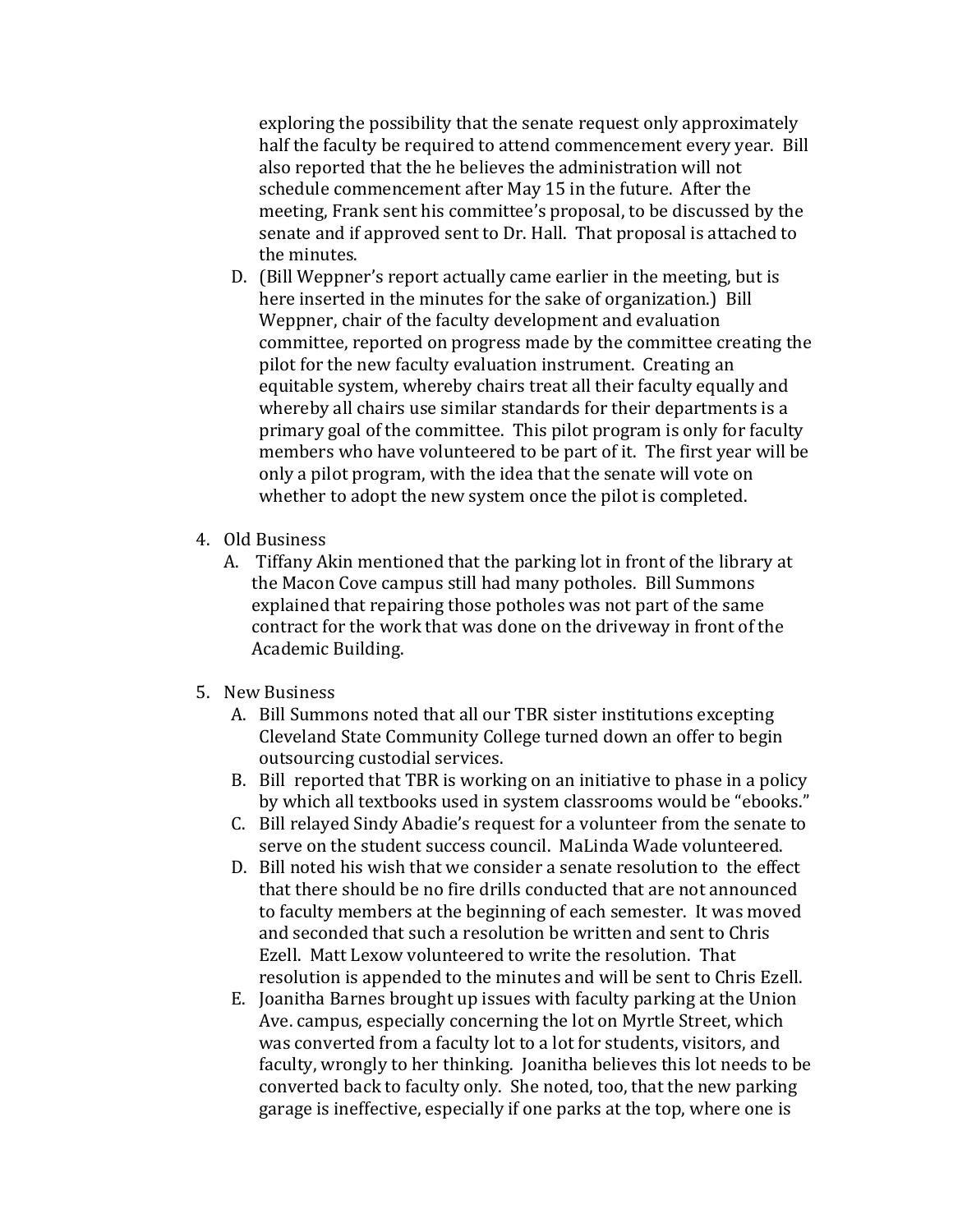exploring the possibility that the senate request only approximately half the faculty be required to attend commencement every year. Bill also reported that the he believes the administration will not schedule commencement after May 15 in the future. After the meeting, Frank sent his committee's proposal, to be discussed by the senate and if approved sent to Dr. Hall. That proposal is attached to the minutes.

D. (Bill Weppner's report actually came earlier in the meeting, but is here inserted in the minutes for the sake of organization.) Bill Weppner, chair of the faculty development and evaluation committee, reported on progress made by the committee creating the pilot for the new faculty evaluation instrument. Creating an equitable system, whereby chairs treat all their faculty equally and whereby all chairs use similar standards for their departments is a primary goal of the committee. This pilot program is only for faculty members who have volunteered to be part of it. The first year will be only a pilot program, with the idea that the senate will vote on whether to adopt the new system once the pilot is completed.

4. Old Business
   A. Tiffany Akin mentioned that the parking lot in front of the library at the Macon Cove campus still had many potholes. Bill Summons explained that repairing those potholes was not part of the same contract for the work that was done on the driveway in front of the Academic Building.

5. New Business
   A. Bill Summons noted that all our TBR sister institutions excepting Cleveland State Community College turned down an offer to begin outsourcing custodial services.
   B. Bill reported that TBR is working on an initiative to phase in a policy by which all textbooks used in system classrooms would be "ebooks."
   C. Bill relayed Sindy Abadie's request for a volunteer from the senate to serve on the student success council. MaLinda Wade volunteered.
   D. Bill noted his wish that we consider a senate resolution to the effect that there should be no fire drills conducted that are not announced to faculty members at the beginning of each semester. It was moved and seconded that such a resolution be written and sent to Chris Ezell. Matt Lexow volunteered to write the resolution. That resolution is appended to the minutes and will be sent to Chris Ezell.
   E. Joanitha Barnes brought up issues with faculty parking at the Union Ave. campus, especially concerning the lot on Myrtle Street, which was converted from a faculty lot to a lot for students, visitors, and faculty, wrongly to her thinking. Joanitha believes this lot needs to be converted back to faculty only. She noted, too, that the new parking garage is ineffective, especially if one parks at the top, where one is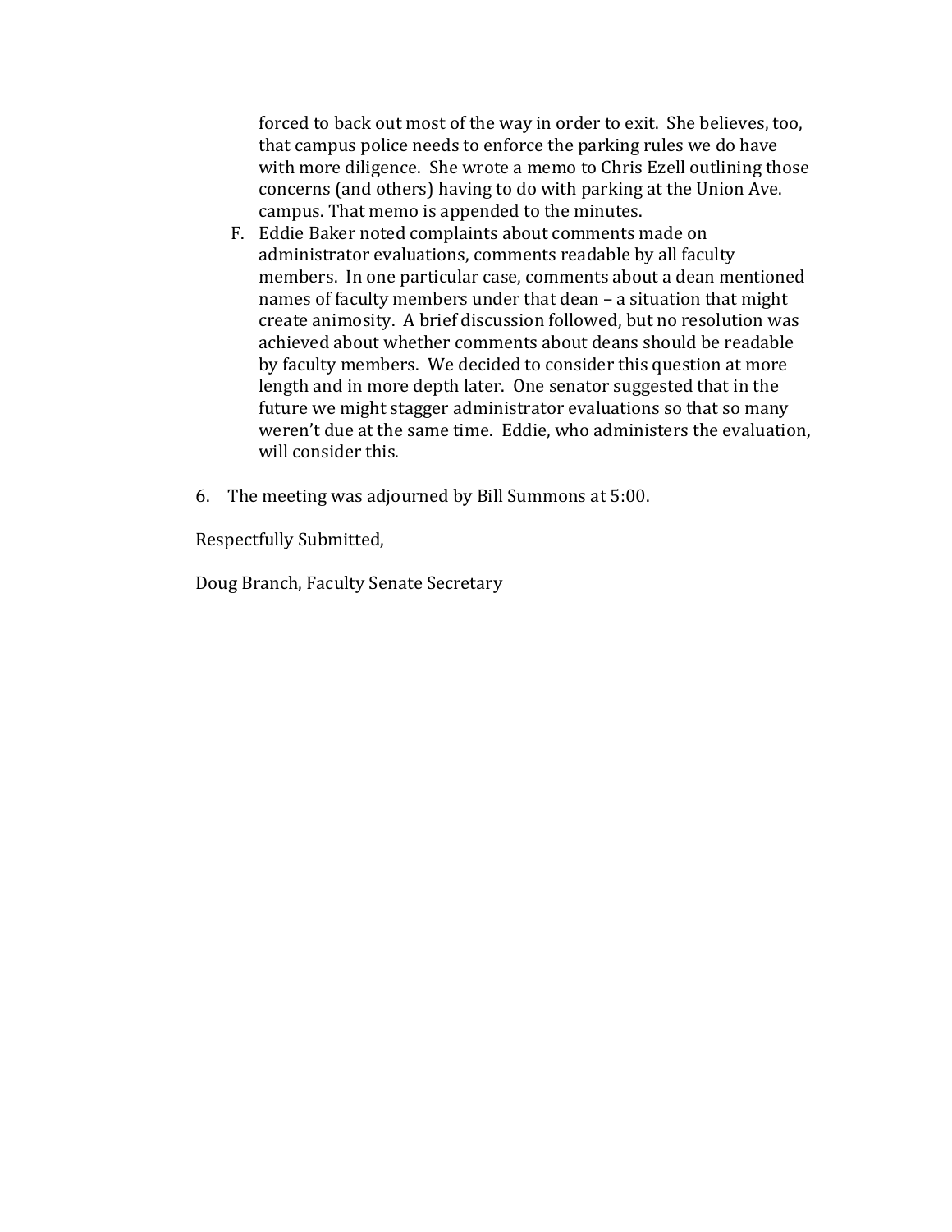forced to back out most of the way in order to exit. She believes, too, that campus police needs to enforce the parking rules we do have with more diligence. She wrote a memo to Chris Ezell outlining those concerns (and others) having to do with parking at the Union Ave. campus. That memo is appended to the minutes.

F. Eddie Baker noted complaints about comments made on administrator evaluations, comments readable by all faculty members. In one particular case, comments about a dean mentioned names of faculty members under that dean – a situation that might create animosity. A brief discussion followed, but no resolution was achieved about whether comments about deans should be readable by faculty members. We decided to consider this question at more length and in more depth later. One senator suggested that in the future we might stagger administrator evaluations so that so many weren't due at the same time. Eddie, who administers the evaluation, will consider this.

6. The meeting was adjourned by Bill Summons at 5:00.

Respectfully Submitted,

Doug Branch, Faculty Senate Secretary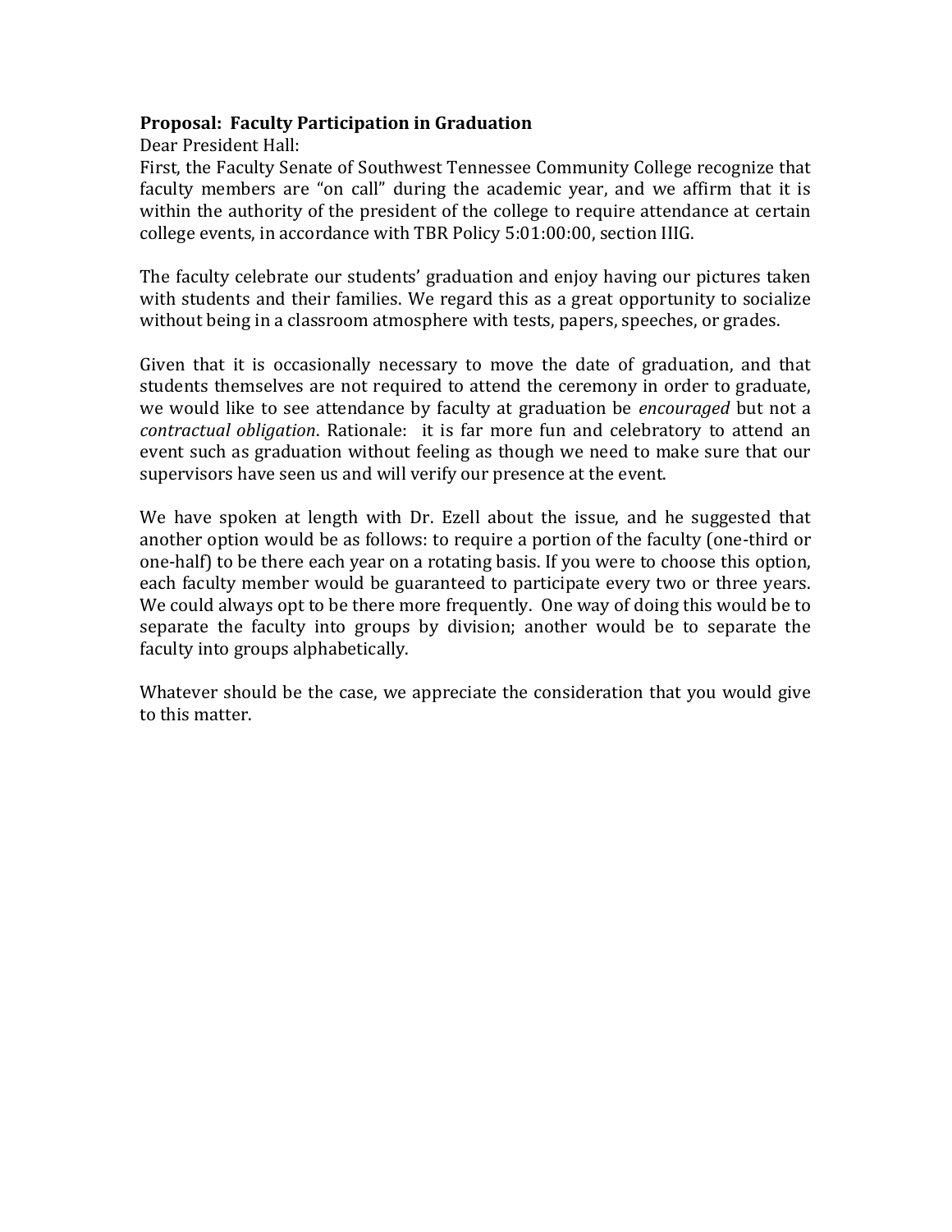**Proposal: Faculty Participation in Graduation**

Dear President Hall:

First, the Faculty Senate of Southwest Tennessee Community College recognize that faculty members are "on call" during the academic year, and we affirm that it is within the authority of the president of the college to require attendance at certain college events, in accordance with TBR Policy 5:01:00:00, section IIIG.

The faculty celebrate our students' graduation and enjoy having our pictures taken with students and their families. We regard this as a great opportunity to socialize without being in a classroom atmosphere with tests, papers, speeches, or grades.

Given that it is occasionally necessary to move the date of graduation, and that students themselves are not required to attend the ceremony in order to graduate, we would like to see attendance by faculty at graduation be *encouraged* but not a *contractual obligation*. Rationale: it is far more fun and celebratory to attend an event such as graduation without feeling as though we need to make sure that our supervisors have seen us and will verify our presence at the event.

We have spoken at length with Dr. Ezell about the issue, and he suggested that another option would be as follows: to require a portion of the faculty (one-third or one-half) to be there each year on a rotating basis. If you were to choose this option, each faculty member would be guaranteed to participate every two or three years. We could always opt to be there more frequently. One way of doing this would be to separate the faculty into groups by division; another would be to separate the faculty into groups alphabetically.

Whatever should be the case, we appreciate the consideration that you would give to this matter.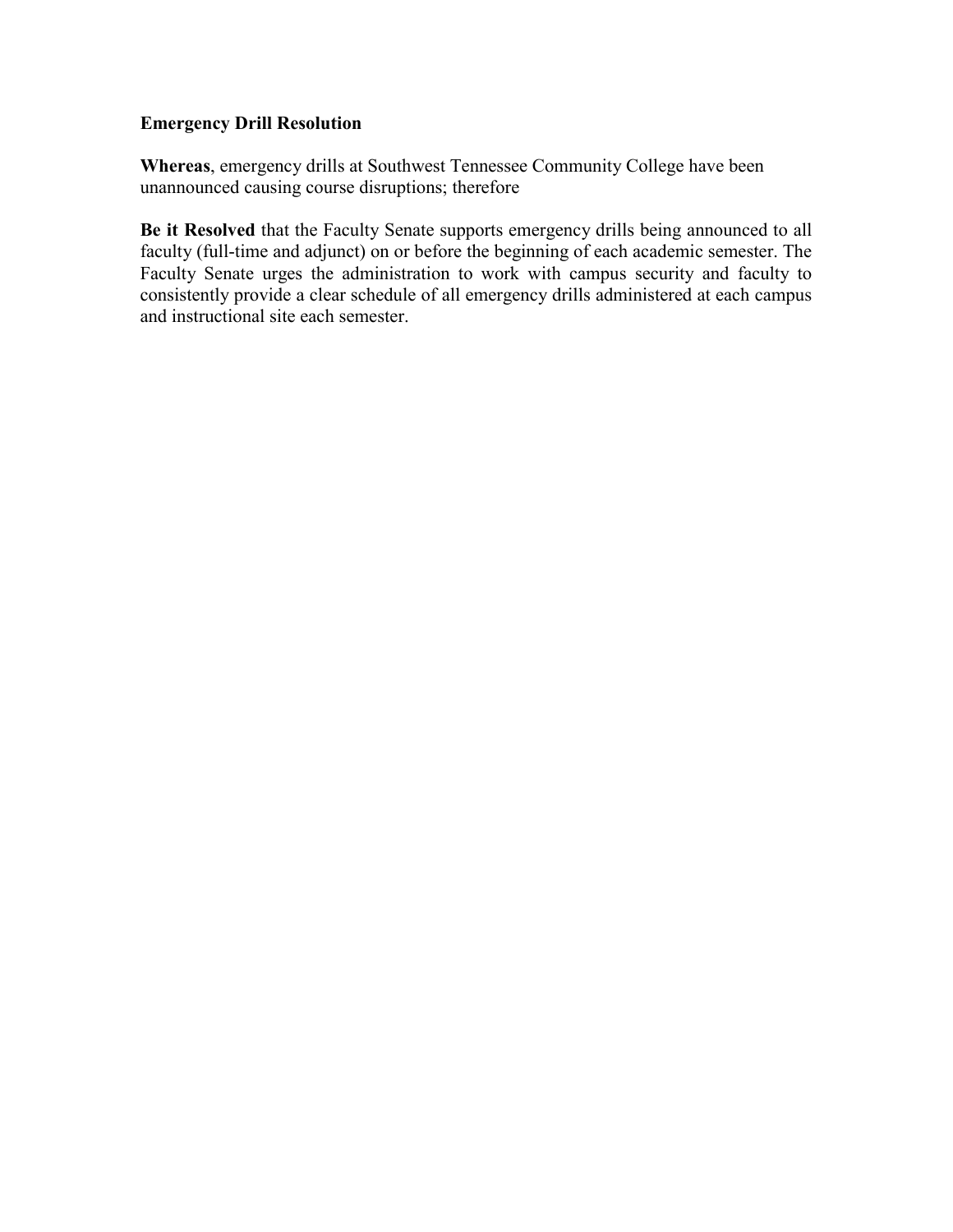**Emergency Drill Resolution**

**Whereas**, emergency drills at Southwest Tennessee Community College have been unannounced causing course disruptions; therefore

**Be it Resolved** that the Faculty Senate supports emergency drills being announced to all faculty (full-time and adjunct) on or before the beginning of each academic semester. The Faculty Senate urges the administration to work with campus security and faculty to consistently provide a clear schedule of all emergency drills administered at each campus and instructional site each semester.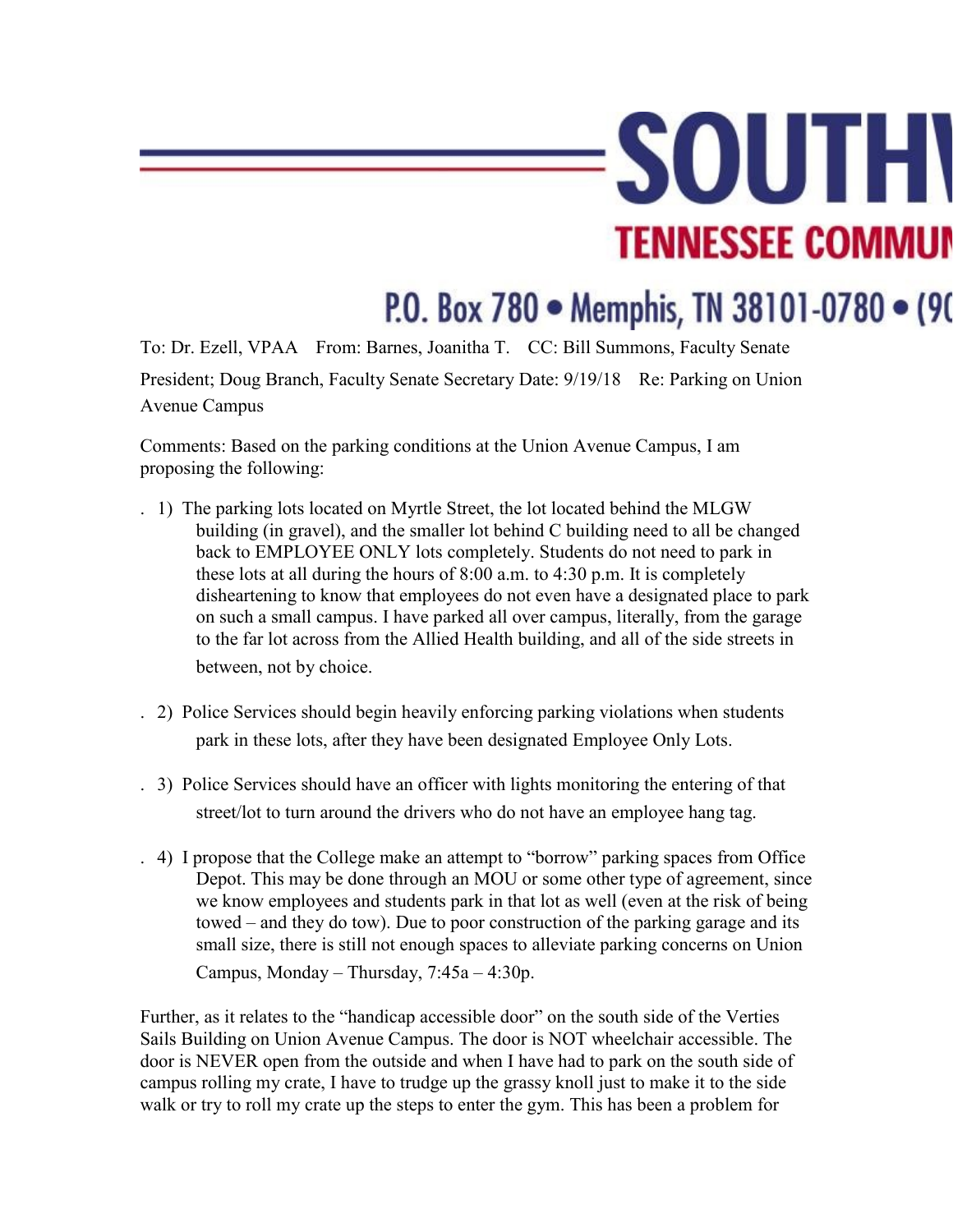# SOUTHW

## TENNESSEE COMMUN

P.O. Box 780 • Memphis, TN 38101-0780 • (90

To: Dr. Ezell, VPAA From: Barnes, Joanitha T. CC: Bill Summons, Faculty Senate President; Doug Branch, Faculty Senate Secretary Date: 9/19/18 Re: Parking on Union Avenue Campus

Comments: Based on the parking conditions at the Union Avenue Campus, I am proposing the following:

1) The parking lots located on Myrtle Street, the lot located behind the MLGW building (in gravel), and the smaller lot behind C building need to all be changed back to EMPLOYEE ONLY lots completely. Students do not need to park in these lots at all during the hours of 8:00 a.m. to 4:30 p.m. It is completely disheartening to know that employees do not even have a designated place to park on such a small campus. I have parked all over campus, literally, from the garage to the far lot across from the Allied Health building, and all of the side streets in between, not by choice.

2) Police Services should begin heavily enforcing parking violations when students park in these lots, after they have been designated Employee Only Lots.

3) Police Services should have an officer with lights monitoring the entering of that street/lot to turn around the drivers who do not have an employee hang tag.

4) I propose that the College make an attempt to "borrow" parking spaces from Office Depot. This may be done through an MOU or some other type of agreement, since we know employees and students park in that lot as well (even at the risk of being towed – and they do tow). Due to poor construction of the parking garage and its small size, there is still not enough spaces to alleviate parking concerns on Union Campus, Monday – Thursday, 7:45a – 4:30p.

Further, as it relates to the "handicap accessible door" on the south side of the Verties Sails Building on Union Avenue Campus. The door is NOT wheelchair accessible. The door is NEVER open from the outside and when I have had to park on the south side of campus rolling my crate, I have to trudge up the grassy knoll just to make it to the side walk or try to roll my crate up the steps to enter the gym. This has been a problem for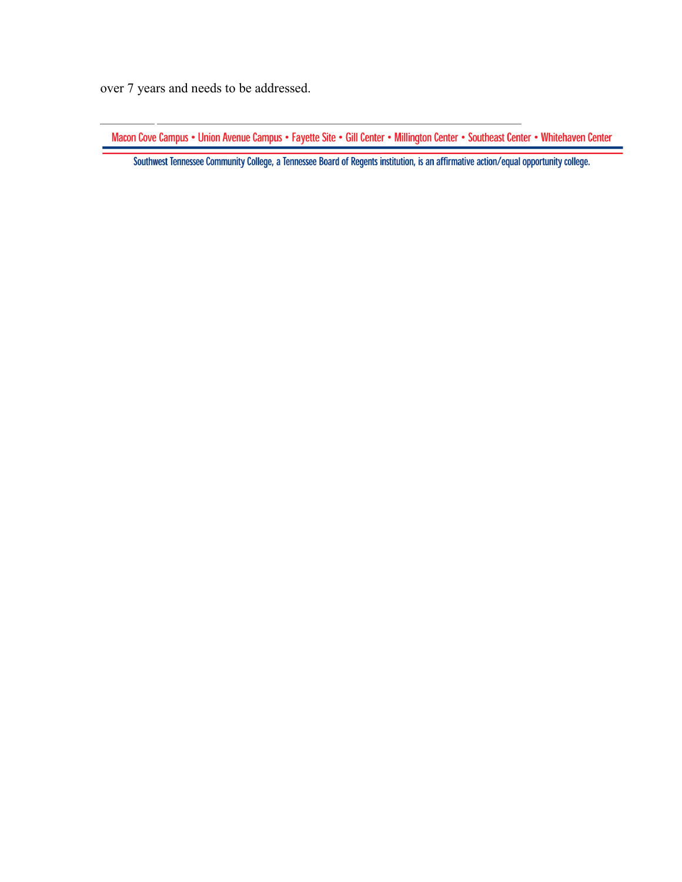over 7 years and needs to be addressed.